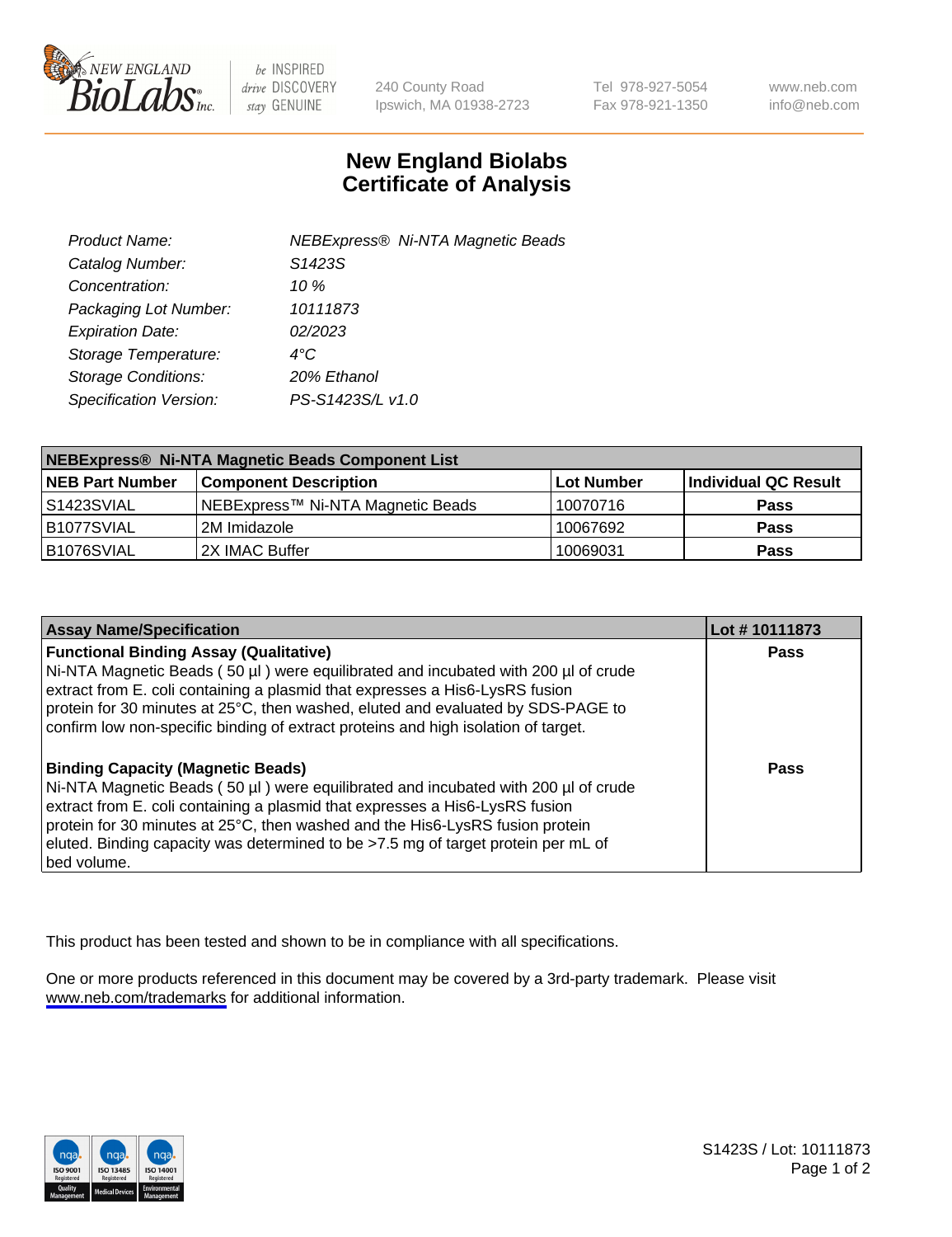240 County Road
Ipswich, MA 01938-2723

Tel 978-927-5054
Fax 978-921-1350

www.neb.com
info@neb.com

# New England Biolabs
# Certificate of Analysis

| | |
|---|---|
| *Product Name:* | *NEBExpress® Ni-NTA Magnetic Beads* |
| *Catalog Number:* | *S1423S* |
| *Concentration:* | *10 %* |
| *Packaging Lot Number:* | *10111873* |
| *Expiration Date:* | *02/2023* |
| *Storage Temperature:* | *4°C* |
| *Storage Conditions:* | *20% Ethanol* |
| *Specification Version:* | *PS-S1423S/L v1.0* |

| NEBExpress® Ni-NTA Magnetic Beads Component List | | | |
|---|---|---|---|
| **NEB Part Number** | **Component Description** | **Lot Number** | **Individual QC Result** |
| S1423SVIAL | NEBExpress™ Ni-NTA Magnetic Beads | 10070716 | **Pass** |
| B1077SVIAL | 2M Imidazole | 10067692 | **Pass** |
| B1076SVIAL | 2X IMAC Buffer | 10069031 | **Pass** |

| Assay Name/Specification | Lot # 10111873 |
|---|---|
| **Functional Binding Assay (Qualitative)**<br>Ni-NTA Magnetic Beads ( 50 µl ) were equilibrated and incubated with 200 µl of crude extract from E. coli containing a plasmid that expresses a His6-LysRS fusion protein for 30 minutes at 25°C, then washed, eluted and evaluated by SDS-PAGE to confirm low non-specific binding of extract proteins and high isolation of target. | **Pass** |
| **Binding Capacity (Magnetic Beads)**<br>Ni-NTA Magnetic Beads ( 50 µl ) were equilibrated and incubated with 200 µl of crude extract from E. coli containing a plasmid that expresses a His6-LysRS fusion protein for 30 minutes at 25°C, then washed and the His6-LysRS fusion protein eluted. Binding capacity was determined to be >7.5 mg of target protein per mL of bed volume. | **Pass** |

This product has been tested and shown to be in compliance with all specifications.

One or more products referenced in this document may be covered by a 3rd-party trademark. Please visit www.neb.com/trademarks for additional information.

S1423S / Lot: 10111873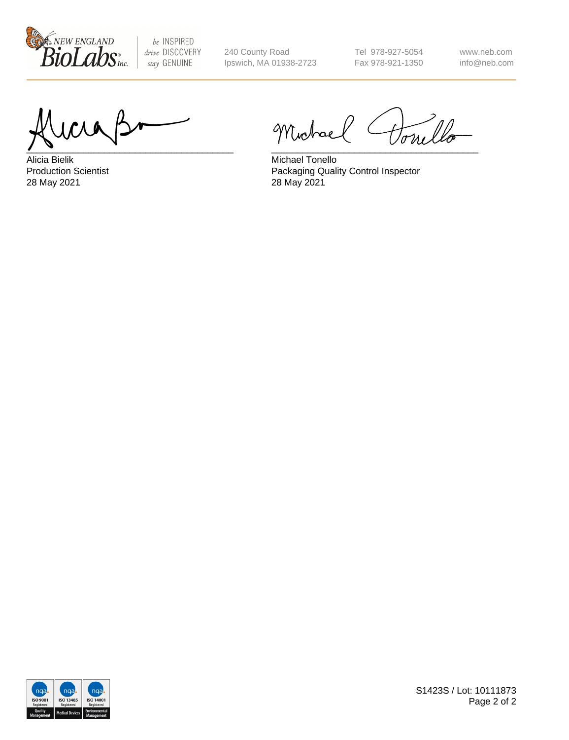Alicia Bielik
Production Scientist
28 May 2021

Michael Tonello
Packaging Quality Control Inspector
28 May 2021

S1423S / Lot: 10111873